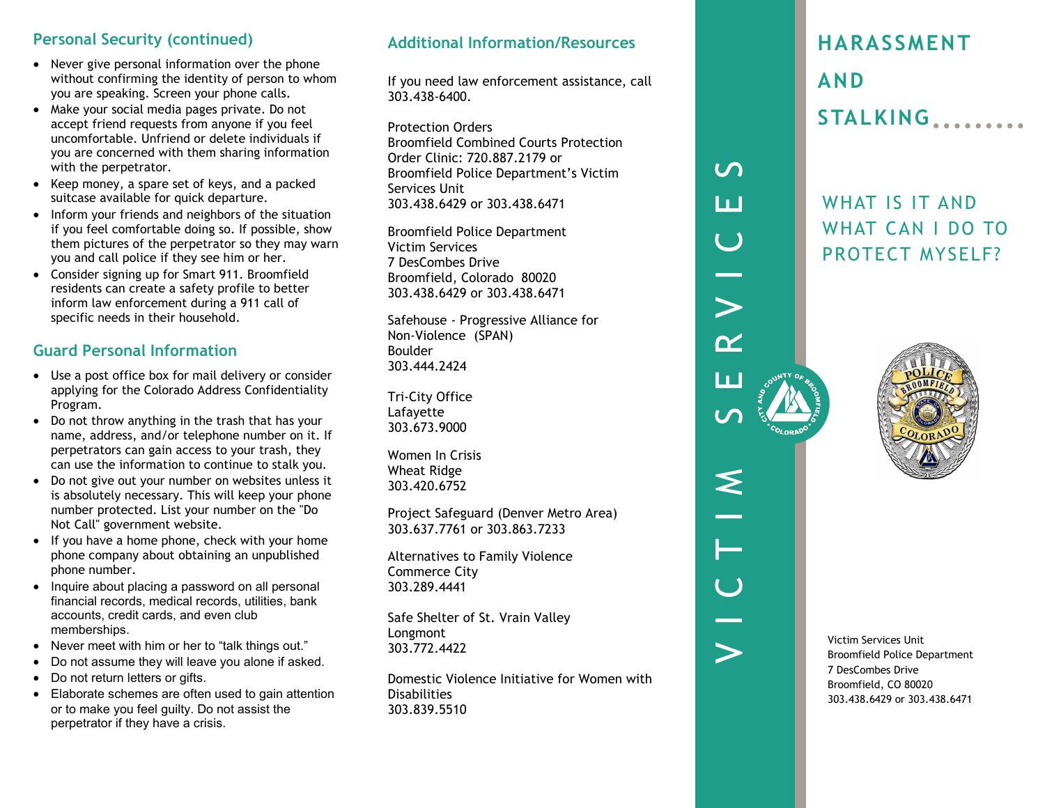## Personal Security (continued)

- Never give personal information over the phone without confirming the identity of person to whom you are speaking. Screen your phone calls.
- Make your social media pages private. Do not accept friend requests from anyone if you feel uncomfortable. Unfriend or delete individuals if you are concerned with them sharing information with the perpetrator.
- Keep money, a spare set of keys, and a packed suitcase available for quick departure.
- Inform your friends and neighbors of the situation if you feel comfortable doing so. If possible, show them pictures of the perpetrator so they may warn you and call police if they see him or her.
- Consider signing up for Smart 911. Broomfield residents can create a safety profile to better inform law enforcement during a 911 call of specific needs in their household.

## Guard Personal Information

- Use a post office box for mail delivery or consider applying for the Colorado Address Confidentiality Program.
- Do not throw anything in the trash that has your name, address, and/or telephone number on it. If perpetrators can gain access to your trash, they can use the information to continue to stalk you.
- Do not give out your number on websites unless it is absolutely necessary. This will keep your phone number protected. List your number on the "Do Not Call" government website.
- If you have a home phone, check with your home phone company about obtaining an unpublished phone number.
- Inquire about placing a password on all personal financial records, medical records, utilities, bank accounts, credit cards, and even club memberships.
- Never meet with him or her to "talk things out."
- Do not assume they will leave you alone if asked.
- Do not return letters or gifts.
- Elaborate schemes are often used to gain attention or to make you feel guilty. Do not assist the perpetrator if they have a crisis.

## Additional Information/Resources

If you need law enforcement assistance, call 303.438-6400.

Protection Orders
Broomfield Combined Courts Protection Order Clinic: 720.887.2179 or
Broomfield Police Department's Victim Services Unit
303.438.6429 or 303.438.6471

Broomfield Police Department
Victim Services
7 DesCombes Drive
Broomfield, Colorado 80020
303.438.6429 or 303.438.6471

Safehouse - Progressive Alliance for Non-Violence (SPAN)
Boulder
303.444.2424

Tri-City Office
Lafayette
303.673.9000

Women In Crisis
Wheat Ridge
303.420.6752

Project Safeguard (Denver Metro Area)
303.637.7761 or 303.863.7233

Alternatives to Family Violence
Commerce City
303.289.4441

Safe Shelter of St. Vrain Valley
Longmont
303.772.4422

Domestic Violence Initiative for Women with Disabilities
303.839.5510

VICTIM SERVICES

# HARASSMENT AND STALKING

## WHAT IS IT AND WHAT CAN I DO TO PROTECT MYSELF?

Victim Services Unit
Broomfield Police Department
7 DesCombes Drive
Broomfield, CO 80020
303.438.6429 or 303.438.6471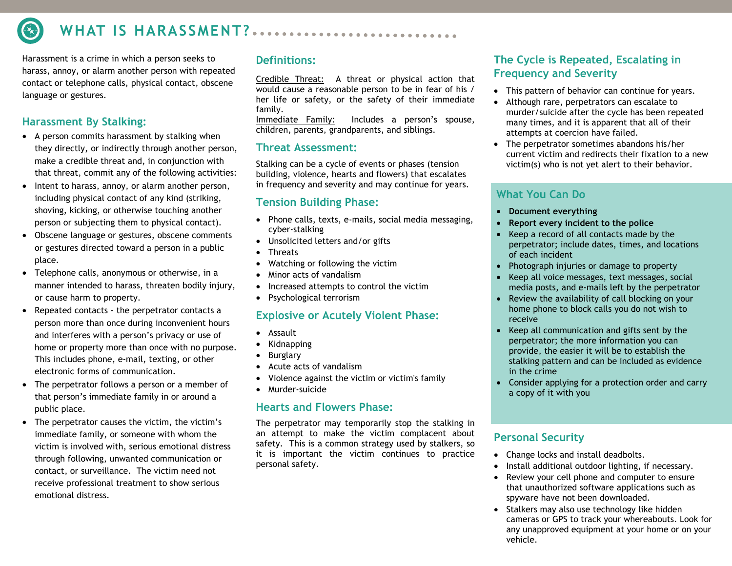# WHAT IS HARASSMENT?

Harassment is a crime in which a person seeks to harass, annoy, or alarm another person with repeated contact or telephone calls, physical contact, obscene language or gestures.

## Harassment By Stalking:

- A person commits harassment by stalking when they directly, or indirectly through another person, make a credible threat and, in conjunction with that threat, commit any of the following activities:
- Intent to harass, annoy, or alarm another person, including physical contact of any kind (striking, shoving, kicking, or otherwise touching another person or subjecting them to physical contact).
- Obscene language or gestures, obscene comments or gestures directed toward a person in a public place.
- Telephone calls, anonymous or otherwise, in a manner intended to harass, threaten bodily injury, or cause harm to property.
- Repeated contacts - the perpetrator contacts a person more than once during inconvenient hours and interferes with a person's privacy or use of home or property more than once with no purpose. This includes phone, e-mail, texting, or other electronic forms of communication.
- The perpetrator follows a person or a member of that person's immediate family in or around a public place.
- The perpetrator causes the victim, the victim's immediate family, or someone with whom the victim is involved with, serious emotional distress through following, unwanted communication or contact, or surveillance. The victim need not receive professional treatment to show serious emotional distress.

## Definitions:

Credible Threat: A threat or physical action that would cause a reasonable person to be in fear of his / her life or safety, or the safety of their immediate family.

Immediate Family: Includes a person's spouse, children, parents, grandparents, and siblings.

## Threat Assessment:

Stalking can be a cycle of events or phases (tension building, violence, hearts and flowers) that escalates in frequency and severity and may continue for years.

## Tension Building Phase:

- Phone calls, texts, e-mails, social media messaging, cyber-stalking
- Unsolicited letters and/or gifts
- Threats
- Watching or following the victim
- Minor acts of vandalism
- Increased attempts to control the victim
- Psychological terrorism

## Explosive or Acutely Violent Phase:

- Assault
- Kidnapping
- Burglary
- Acute acts of vandalism
- Violence against the victim or victim's family
- Murder-suicide

## Hearts and Flowers Phase:

The perpetrator may temporarily stop the stalking in an attempt to make the victim complacent about safety. This is a common strategy used by stalkers, so it is important the victim continues to practice personal safety.

## The Cycle is Repeated, Escalating in Frequency and Severity

- This pattern of behavior can continue for years.
- Although rare, perpetrators can escalate to murder/suicide after the cycle has been repeated many times, and it is apparent that all of their attempts at coercion have failed.
- The perpetrator sometimes abandons his/her current victim and redirects their fixation to a new victim(s) who is not yet alert to their behavior.

## What You Can Do

- **Document everything**
- **Report every incident to the police**
- Keep a record of all contacts made by the perpetrator; include dates, times, and locations of each incident
- Photograph injuries or damage to property
- Keep all voice messages, text messages, social media posts, and e-mails left by the perpetrator
- Review the availability of call blocking on your home phone to block calls you do not wish to receive
- Keep all communication and gifts sent by the perpetrator; the more information you can provide, the easier it will be to establish the stalking pattern and can be included as evidence in the crime
- Consider applying for a protection order and carry a copy of it with you

## Personal Security

- Change locks and install deadbolts.
- Install additional outdoor lighting, if necessary.
- Review your cell phone and computer to ensure that unauthorized software applications such as spyware have not been downloaded.
- Stalkers may also use technology like hidden cameras or GPS to track your whereabouts. Look for any unapproved equipment at your home or on your vehicle.